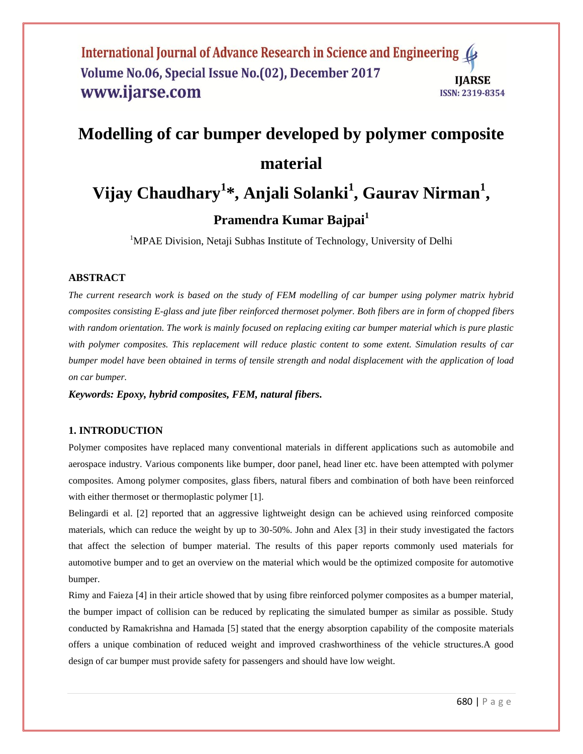# Modelling of car bumper developed by polymer composite material

## Vijay Chaudhary[1]*, Anjali Solanki[1], Gaurav Nirman[1], Pramendra Kumar Bajpai[1]

[1]MPAE Division, Netaji Subhas Institute of Technology, University of Delhi

### ABSTRACT

*The current research work is based on the study of FEM modelling of car bumper using polymer matrix hybrid composites consisting E-glass and jute fiber reinforced thermoset polymer. Both fibers are in form of chopped fibers with random orientation. The work is mainly focused on replacing exiting car bumper material which is pure plastic with polymer composites. This replacement will reduce plastic content to some extent. Simulation results of car bumper model have been obtained in terms of tensile strength and nodal displacement with the application of load on car bumper.*

***Keywords: Epoxy, hybrid composites, FEM, natural fibers.***

### 1. INTRODUCTION

Polymer composites have replaced many conventional materials in different applications such as automobile and aerospace industry. Various components like bumper, door panel, head liner etc. have been attempted with polymer composites. Among polymer composites, glass fibers, natural fibers and combination of both have been reinforced with either thermoset or thermoplastic polymer [1].

Belingardi et al. [2] reported that an aggressive lightweight design can be achieved using reinforced composite materials, which can reduce the weight by up to 30-50%. John and Alex [3] in their study investigated the factors that affect the selection of bumper material. The results of this paper reports commonly used materials for automotive bumper and to get an overview on the material which would be the optimized composite for automotive bumper.

Rimy and Faieza [4] in their article showed that by using fibre reinforced polymer composites as a bumper material, the bumper impact of collision can be reduced by replicating the simulated bumper as similar as possible. Study conducted by Ramakrishna and Hamada [5] stated that the energy absorption capability of the composite materials offers a unique combination of reduced weight and improved crashworthiness of the vehicle structures.A good design of car bumper must provide safety for passengers and should have low weight.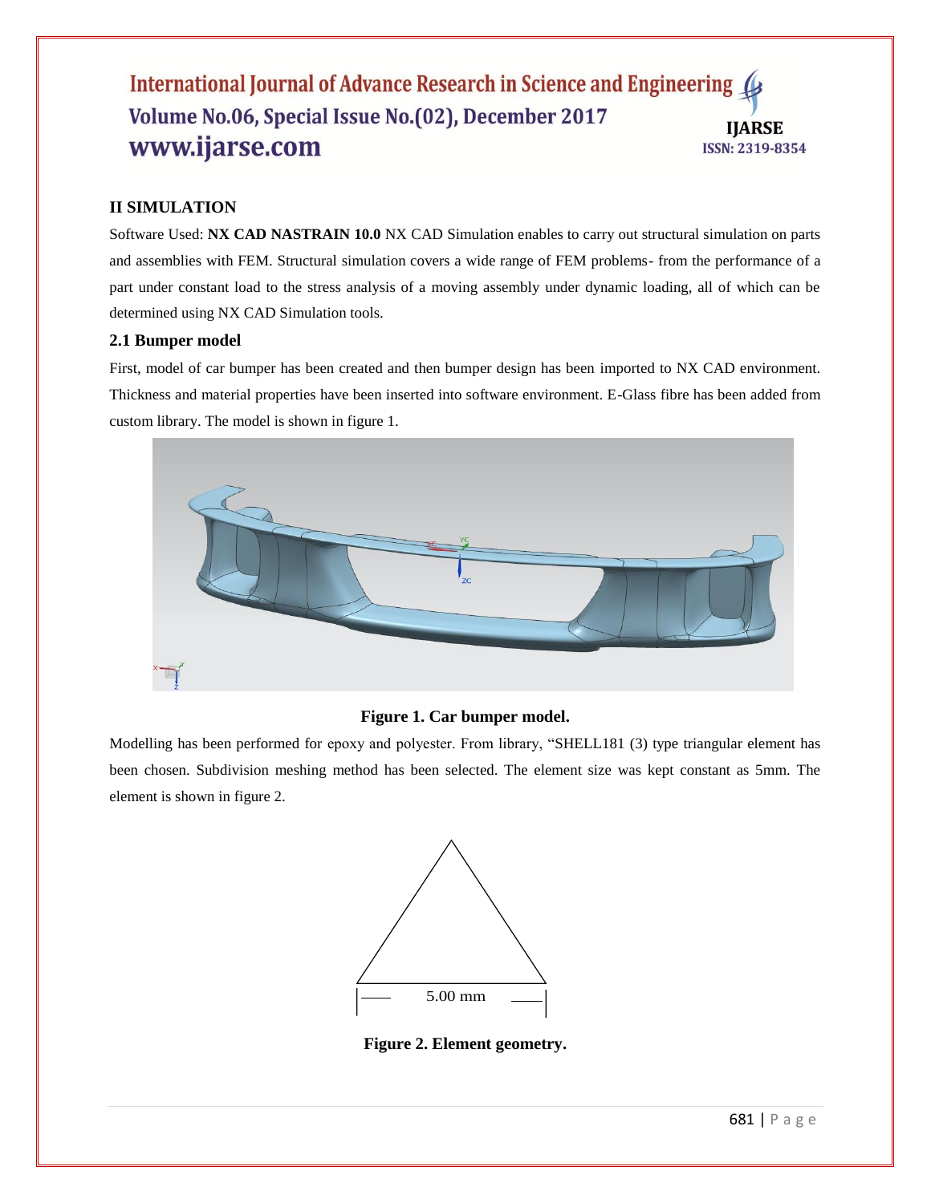## II SIMULATION

Software Used: **NX CAD NASTRAIN 10.0** NX CAD Simulation enables to carry out structural simulation on parts and assemblies with FEM. Structural simulation covers a wide range of FEM problems- from the performance of a part under constant load to the stress analysis of a moving assembly under dynamic loading, all of which can be determined using NX CAD Simulation tools.

### 2.1 Bumper model

First, model of car bumper has been created and then bumper design has been imported to NX CAD environment. Thickness and material properties have been inserted into software environment. E-Glass fibre has been added from custom library. The model is shown in figure 1.

**Figure 1. Car bumper model.**

Modelling has been performed for epoxy and polyester. From library, "SHELL181 (3) type triangular element has been chosen. Subdivision meshing method has been selected. The element size was kept constant as 5mm. The element is shown in figure 2.

5.00 mm

**Figure 2. Element geometry.**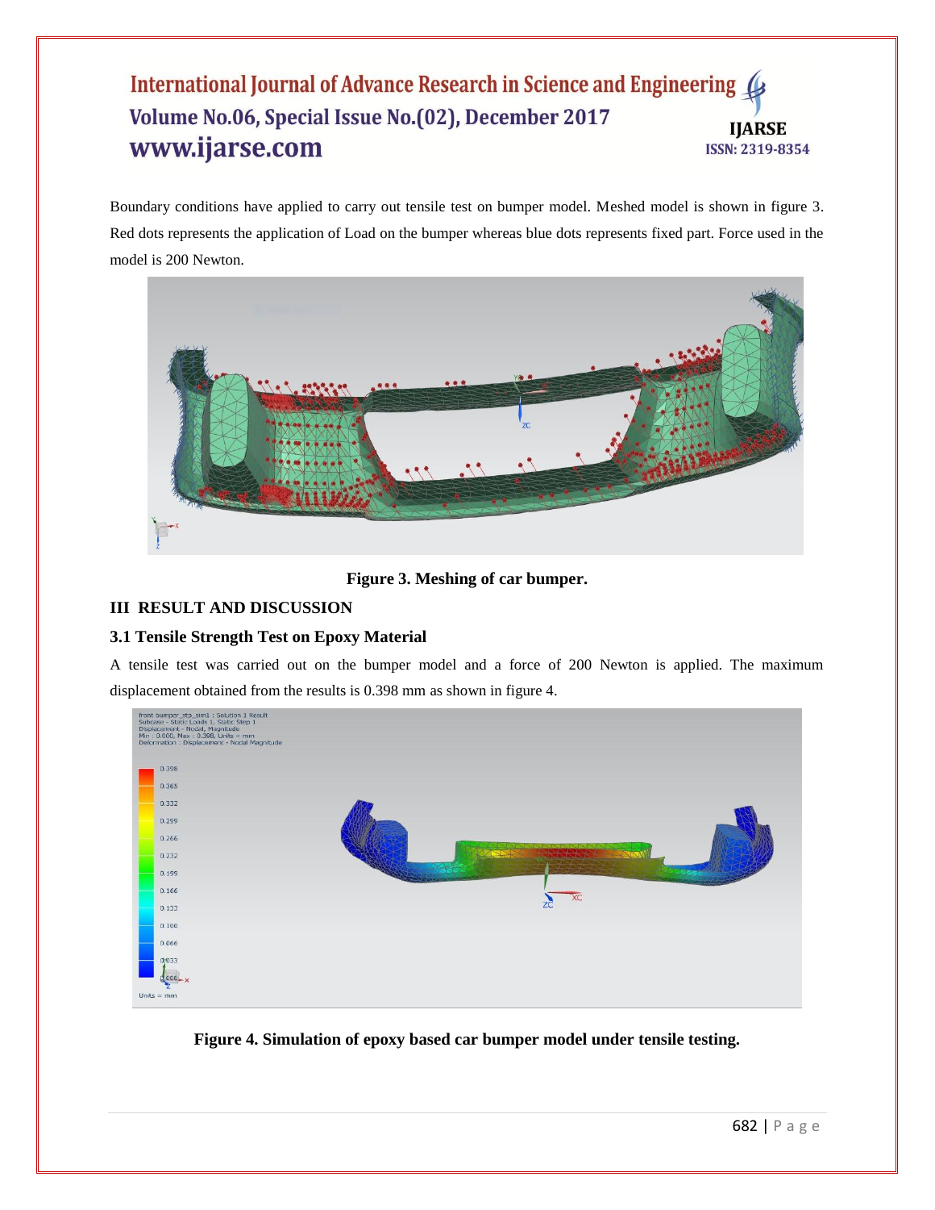Boundary conditions have applied to carry out tensile test on bumper model. Meshed model is shown in figure 3. Red dots represents the application of Load on the bumper whereas blue dots represents fixed part. Force used in the model is 200 Newton.

**Figure 3. Meshing of car bumper.**

## III RESULT AND DISCUSSION

### 3.1 Tensile Strength Test on Epoxy Material

A tensile test was carried out on the bumper model and a force of 200 Newton is applied. The maximum displacement obtained from the results is 0.398 mm as shown in figure 4.

**Figure 4. Simulation of epoxy based car bumper model under tensile testing.**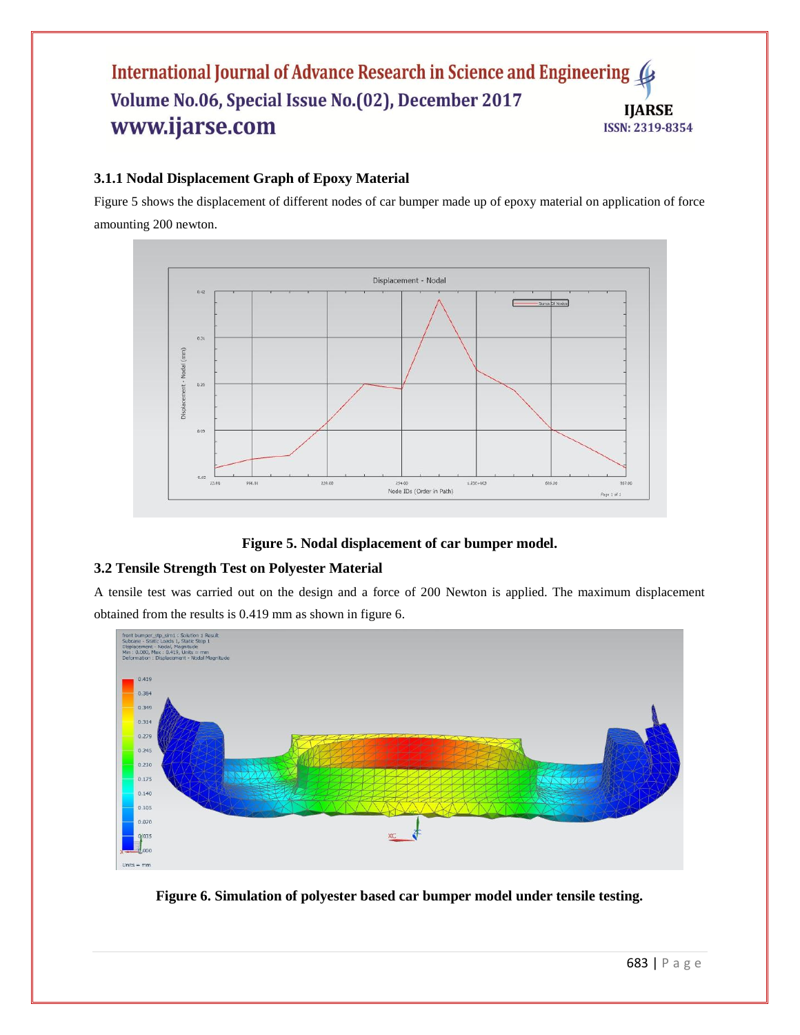### 3.1.1 Nodal Displacement Graph of Epoxy Material

Figure 5 shows the displacement of different nodes of car bumper made up of epoxy material on application of force amounting 200 newton.

**Figure 5. Nodal displacement of car bumper model.**

### 3.2 Tensile Strength Test on Polyester Material

A tensile test was carried out on the design and a force of 200 Newton is applied. The maximum displacement obtained from the results is 0.419 mm as shown in figure 6.

**Figure 6. Simulation of polyester based car bumper model under tensile testing.**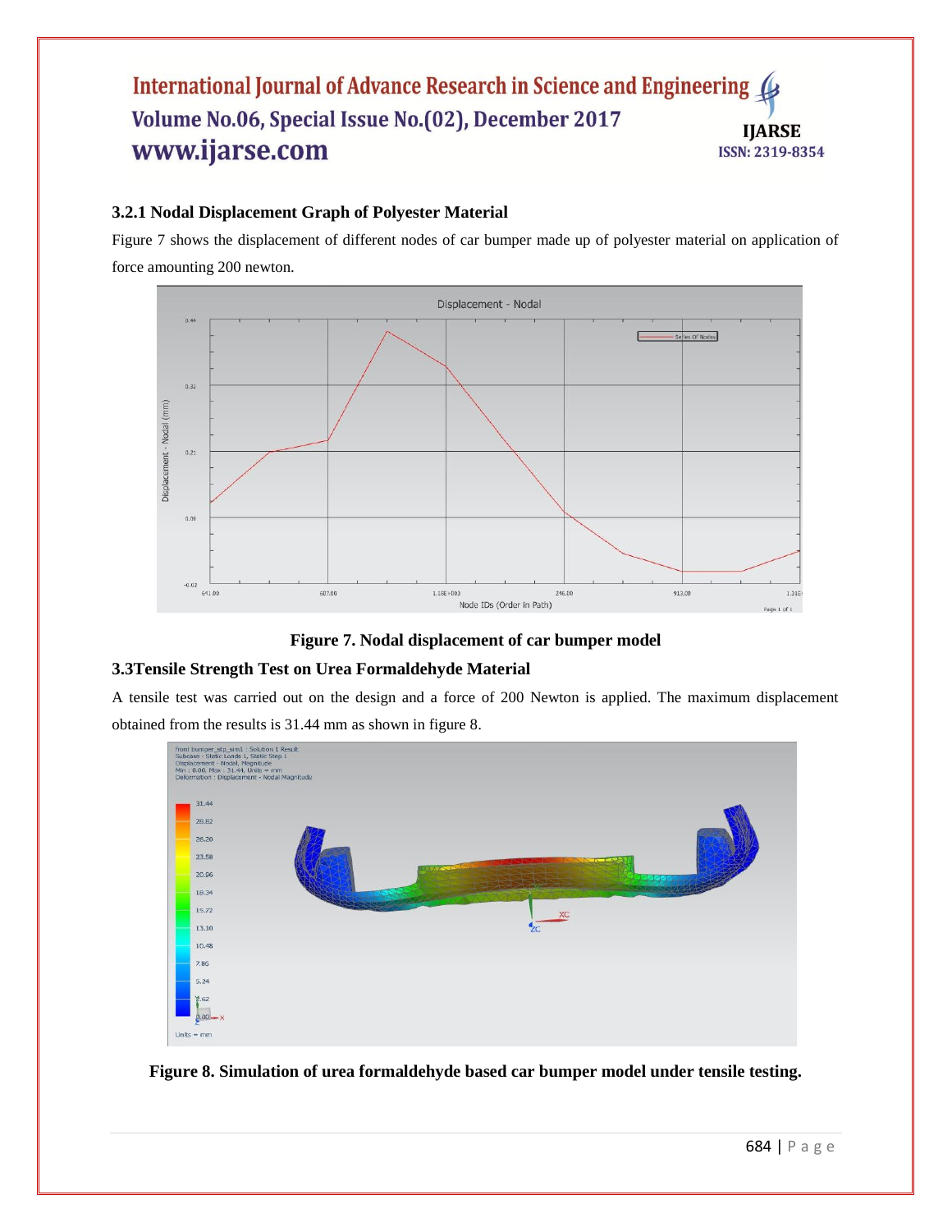### 3.2.1 Nodal Displacement Graph of Polyester Material

Figure 7 shows the displacement of different nodes of car bumper made up of polyester material on application of force amounting 200 newton.

**Figure 7. Nodal displacement of car bumper model**

### 3.3Tensile Strength Test on Urea Formaldehyde Material

A tensile test was carried out on the design and a force of 200 Newton is applied. The maximum displacement obtained from the results is 31.44 mm as shown in figure 8.

**Figure 8. Simulation of urea formaldehyde based car bumper model under tensile testing.**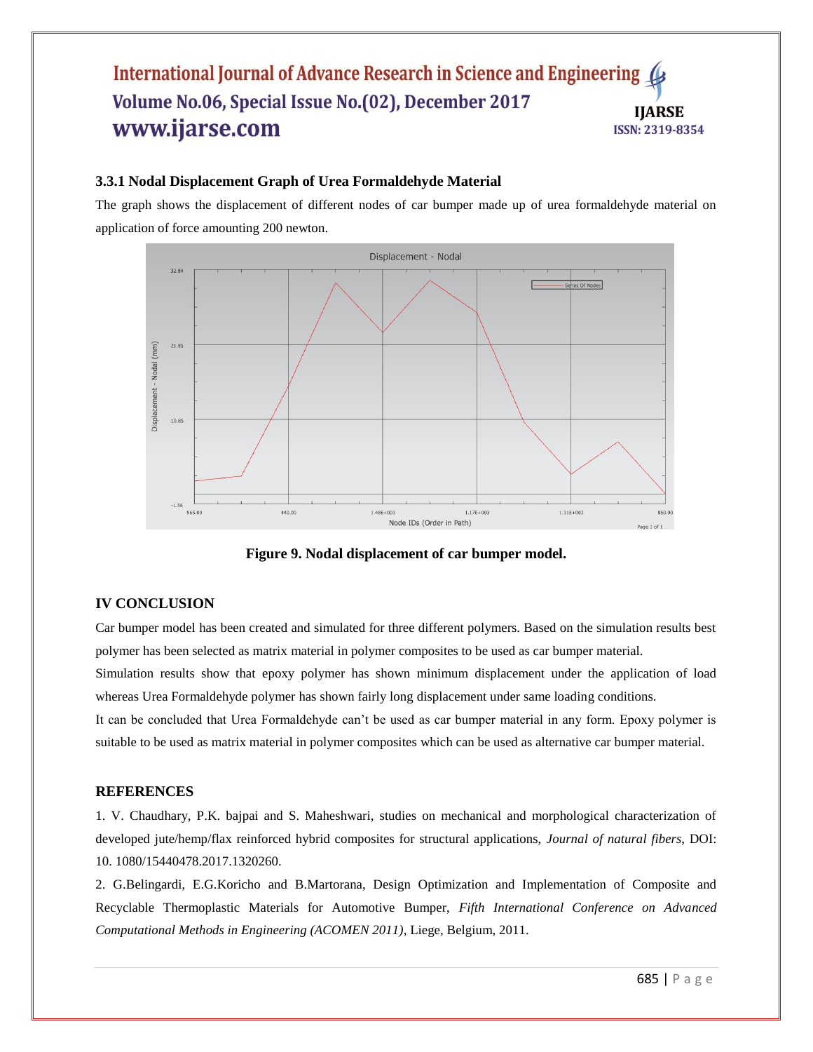### 3.3.1 Nodal Displacement Graph of Urea Formaldehyde Material

The graph shows the displacement of different nodes of car bumper made up of urea formaldehyde material on application of force amounting 200 newton.

**Figure 9. Nodal displacement of car bumper model.**

## IV CONCLUSION

Car bumper model has been created and simulated for three different polymers. Based on the simulation results best polymer has been selected as matrix material in polymer composites to be used as car bumper material.

Simulation results show that epoxy polymer has shown minimum displacement under the application of load whereas Urea Formaldehyde polymer has shown fairly long displacement under same loading conditions.

It can be concluded that Urea Formaldehyde can't be used as car bumper material in any form. Epoxy polymer is suitable to be used as matrix material in polymer composites which can be used as alternative car bumper material.

## REFERENCES

1. V. Chaudhary, P.K. bajpai and S. Maheshwari, studies on mechanical and morphological characterization of developed jute/hemp/flax reinforced hybrid composites for structural applications, *Journal of natural fibers*, DOI: 10. 1080/15440478.2017.1320260.

2. G.Belingardi, E.G.Koricho and B.Martorana, Design Optimization and Implementation of Composite and Recyclable Thermoplastic Materials for Automotive Bumper, *Fifth International Conference on Advanced Computational Methods in Engineering (ACOMEN 2011),* Liege, Belgium, 2011.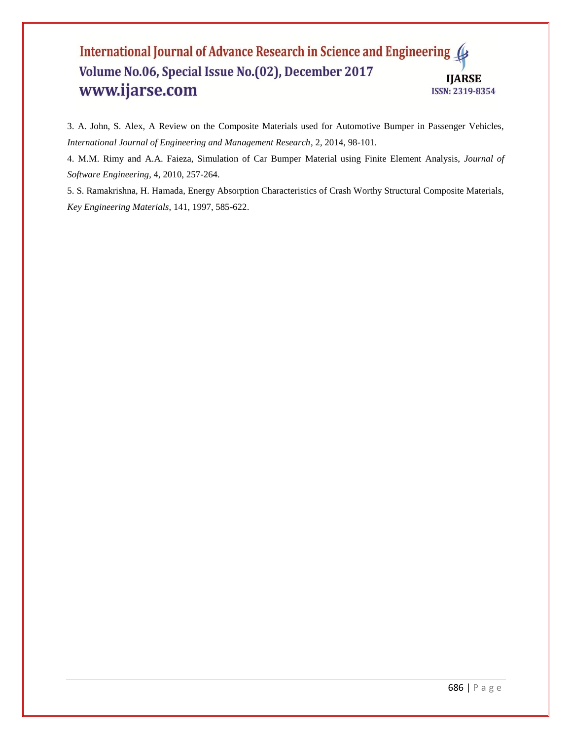3. A. John, S. Alex, A Review on the Composite Materials used for Automotive Bumper in Passenger Vehicles, *International Journal of Engineering and Management Research*, 2, 2014, 98-101.

4. M.M. Rimy and A.A. Faieza, Simulation of Car Bumper Material using Finite Element Analysis, *Journal of Software Engineering*, 4, 2010, 257-264.

5. S. Ramakrishna, H. Hamada, Energy Absorption Characteristics of Crash Worthy Structural Composite Materials, *Key Engineering Materials*, 141, 1997, 585-622.